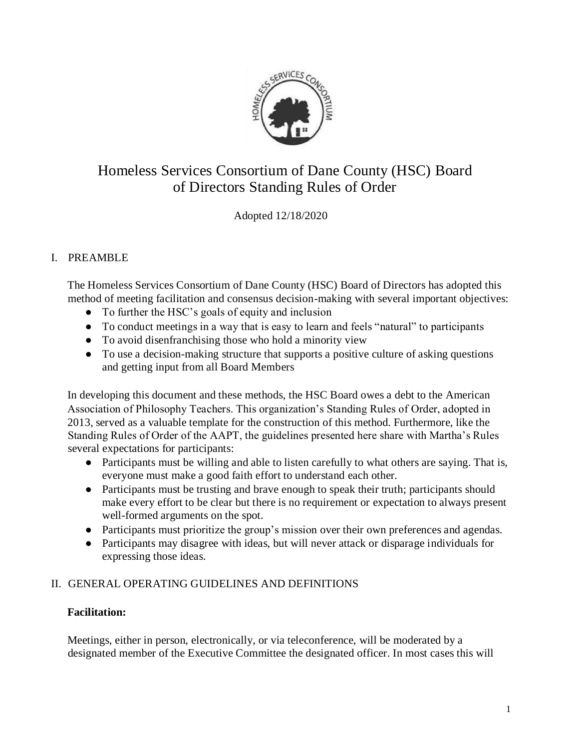# Homeless Services Consortium of Dane County (HSC) Board of Directors Standing Rules of Order

Adopted 12/18/2020

## I. PREAMBLE

The Homeless Services Consortium of Dane County (HSC) Board of Directors has adopted this method of meeting facilitation and consensus decision-making with several important objectives:

- To further the HSC's goals of equity and inclusion
- To conduct meetings in a way that is easy to learn and feels "natural" to participants
- To avoid disenfranchising those who hold a minority view
- To use a decision-making structure that supports a positive culture of asking questions and getting input from all Board Members

In developing this document and these methods, the HSC Board owes a debt to the American Association of Philosophy Teachers. This organization's Standing Rules of Order, adopted in 2013, served as a valuable template for the construction of this method. Furthermore, like the Standing Rules of Order of the AAPT, the guidelines presented here share with Martha's Rules several expectations for participants:

- Participants must be willing and able to listen carefully to what others are saying. That is, everyone must make a good faith effort to understand each other.
- Participants must be trusting and brave enough to speak their truth; participants should make every effort to be clear but there is no requirement or expectation to always present well-formed arguments on the spot.
- Participants must prioritize the group's mission over their own preferences and agendas.
- Participants may disagree with ideas, but will never attack or disparage individuals for expressing those ideas.

## II. GENERAL OPERATING GUIDELINES AND DEFINITIONS

**Facilitation:**

Meetings, either in person, electronically, or via teleconference, will be moderated by a designated member of the Executive Committee the designated officer. In most cases this will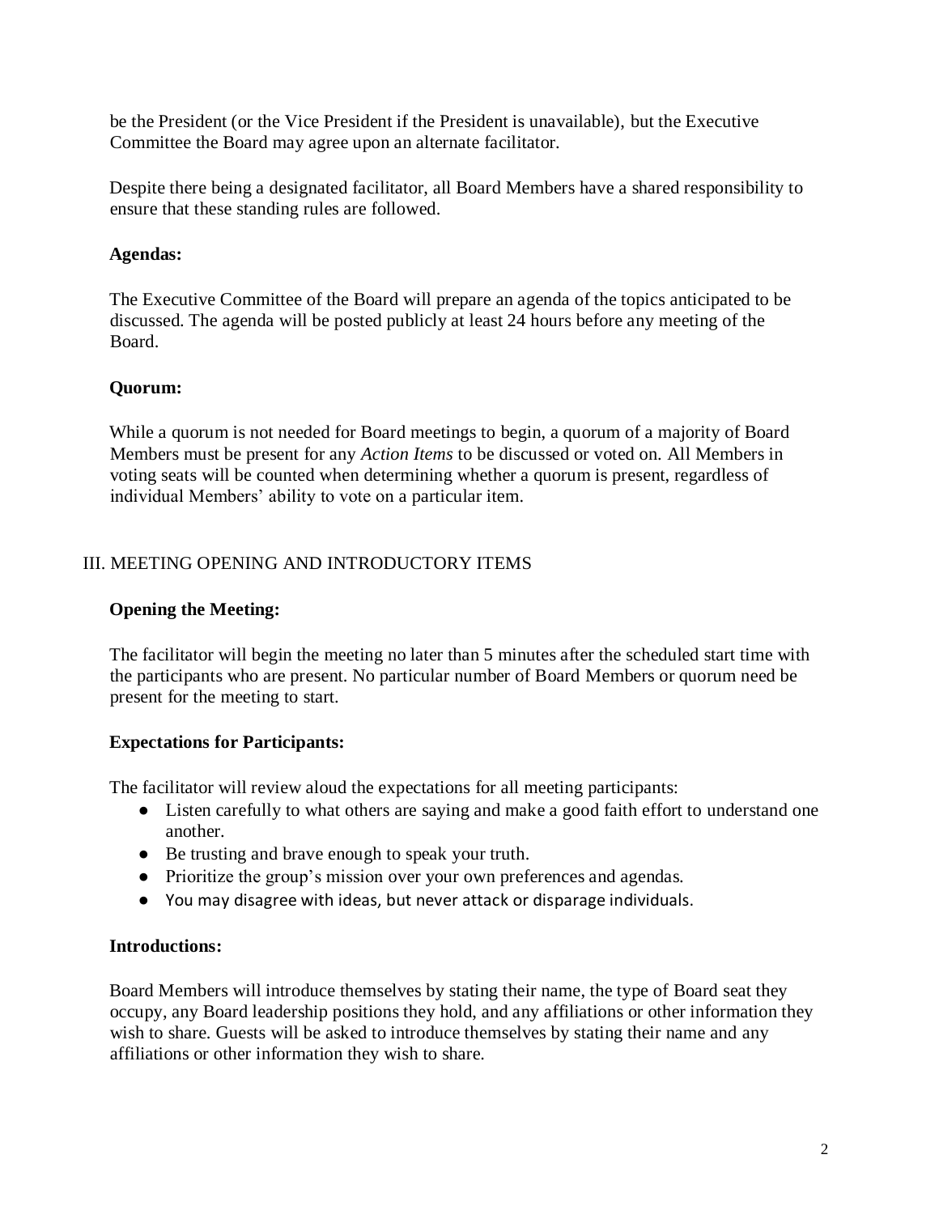be the President (or the Vice President if the President is unavailable), but the Executive Committee the Board may agree upon an alternate facilitator.

Despite there being a designated facilitator, all Board Members have a shared responsibility to ensure that these standing rules are followed.

**Agendas:**

The Executive Committee of the Board will prepare an agenda of the topics anticipated to be discussed. The agenda will be posted publicly at least 24 hours before any meeting of the Board.

**Quorum:**

While a quorum is not needed for Board meetings to begin, a quorum of a majority of Board Members must be present for any *Action Items* to be discussed or voted on. All Members in voting seats will be counted when determining whether a quorum is present, regardless of individual Members' ability to vote on a particular item.

## III. MEETING OPENING AND INTRODUCTORY ITEMS

**Opening the Meeting:**

The facilitator will begin the meeting no later than 5 minutes after the scheduled start time with the participants who are present. No particular number of Board Members or quorum need be present for the meeting to start.

**Expectations for Participants:**

The facilitator will review aloud the expectations for all meeting participants:

- Listen carefully to what others are saying and make a good faith effort to understand one another.
- Be trusting and brave enough to speak your truth.
- Prioritize the group's mission over your own preferences and agendas.
- You may disagree with ideas, but never attack or disparage individuals.

**Introductions:**

Board Members will introduce themselves by stating their name, the type of Board seat they occupy, any Board leadership positions they hold, and any affiliations or other information they wish to share. Guests will be asked to introduce themselves by stating their name and any affiliations or other information they wish to share.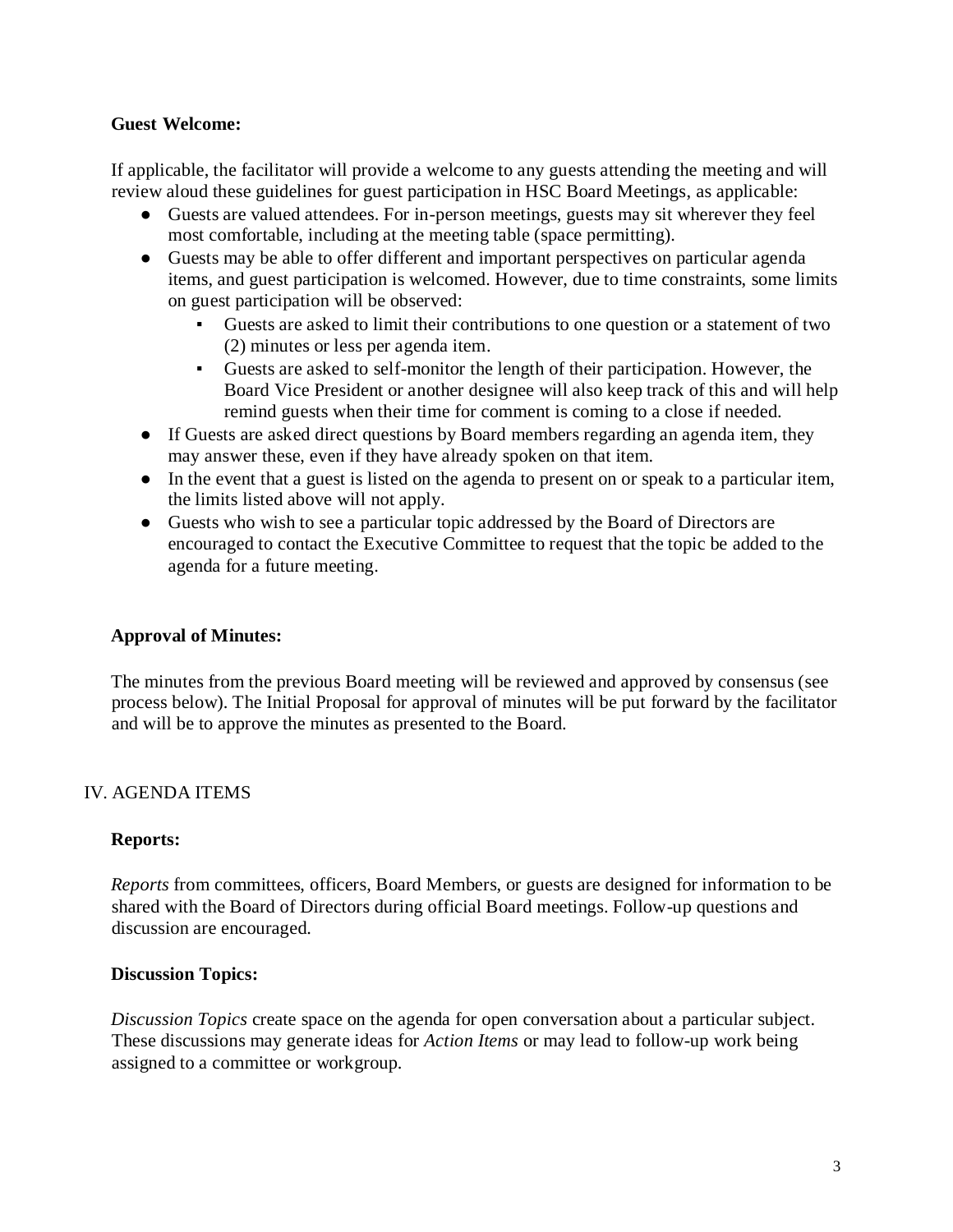**Guest Welcome:**

If applicable, the facilitator will provide a welcome to any guests attending the meeting and will review aloud these guidelines for guest participation in HSC Board Meetings, as applicable:

- Guests are valued attendees. For in-person meetings, guests may sit wherever they feel most comfortable, including at the meeting table (space permitting).
- Guests may be able to offer different and important perspectives on particular agenda items, and guest participation is welcomed. However, due to time constraints, some limits on guest participation will be observed:
  - Guests are asked to limit their contributions to one question or a statement of two (2) minutes or less per agenda item.
  - Guests are asked to self-monitor the length of their participation. However, the Board Vice President or another designee will also keep track of this and will help remind guests when their time for comment is coming to a close if needed.
- If Guests are asked direct questions by Board members regarding an agenda item, they may answer these, even if they have already spoken on that item.
- In the event that a guest is listed on the agenda to present on or speak to a particular item, the limits listed above will not apply.
- Guests who wish to see a particular topic addressed by the Board of Directors are encouraged to contact the Executive Committee to request that the topic be added to the agenda for a future meeting.

**Approval of Minutes:**

The minutes from the previous Board meeting will be reviewed and approved by consensus (see process below). The Initial Proposal for approval of minutes will be put forward by the facilitator and will be to approve the minutes as presented to the Board.

## IV. AGENDA ITEMS

**Reports:**

*Reports* from committees, officers, Board Members, or guests are designed for information to be shared with the Board of Directors during official Board meetings. Follow-up questions and discussion are encouraged.

**Discussion Topics:**

*Discussion Topics* create space on the agenda for open conversation about a particular subject. These discussions may generate ideas for *Action Items* or may lead to follow-up work being assigned to a committee or workgroup.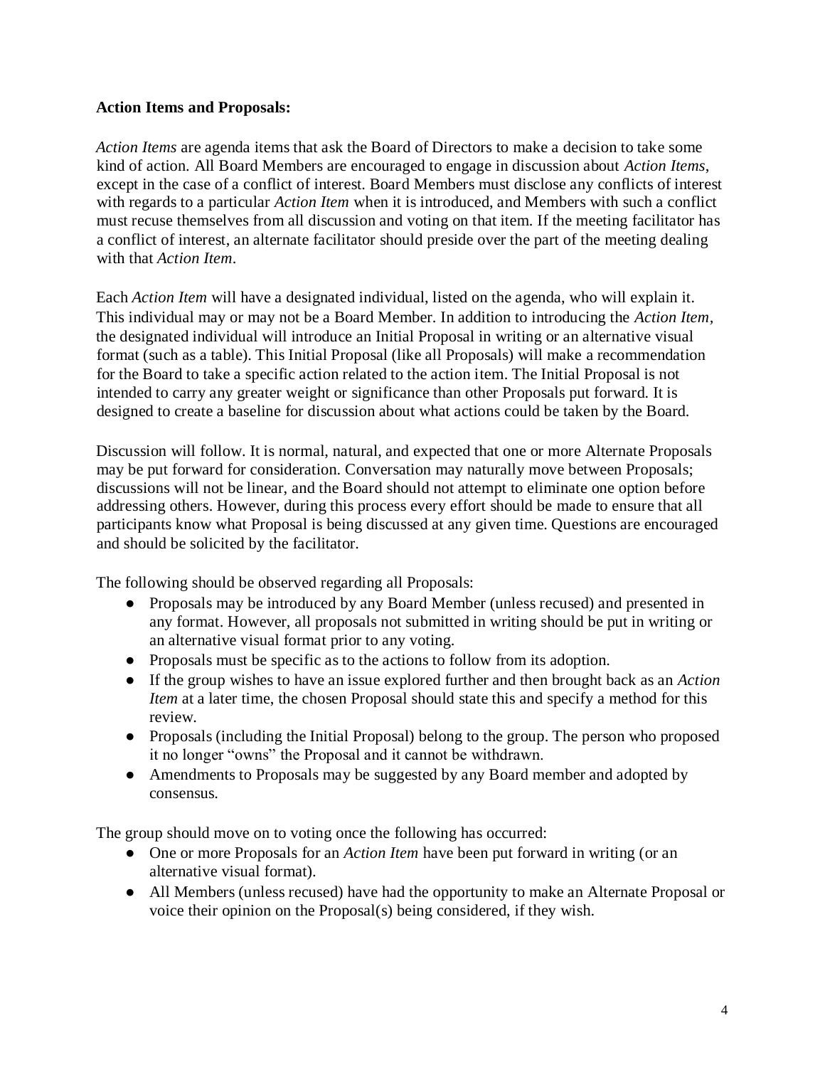**Action Items and Proposals:**

*Action Items* are agenda items that ask the Board of Directors to make a decision to take some kind of action. All Board Members are encouraged to engage in discussion about *Action Items*, except in the case of a conflict of interest. Board Members must disclose any conflicts of interest with regards to a particular *Action Item* when it is introduced, and Members with such a conflict must recuse themselves from all discussion and voting on that item. If the meeting facilitator has a conflict of interest, an alternate facilitator should preside over the part of the meeting dealing with that *Action Item*.

Each *Action Item* will have a designated individual, listed on the agenda, who will explain it. This individual may or may not be a Board Member. In addition to introducing the *Action Item*, the designated individual will introduce an Initial Proposal in writing or an alternative visual format (such as a table). This Initial Proposal (like all Proposals) will make a recommendation for the Board to take a specific action related to the action item. The Initial Proposal is not intended to carry any greater weight or significance than other Proposals put forward. It is designed to create a baseline for discussion about what actions could be taken by the Board.

Discussion will follow. It is normal, natural, and expected that one or more Alternate Proposals may be put forward for consideration. Conversation may naturally move between Proposals; discussions will not be linear, and the Board should not attempt to eliminate one option before addressing others. However, during this process every effort should be made to ensure that all participants know what Proposal is being discussed at any given time. Questions are encouraged and should be solicited by the facilitator.

The following should be observed regarding all Proposals:

- Proposals may be introduced by any Board Member (unless recused) and presented in any format. However, all proposals not submitted in writing should be put in writing or an alternative visual format prior to any voting.
- Proposals must be specific as to the actions to follow from its adoption.
- If the group wishes to have an issue explored further and then brought back as an *Action Item* at a later time, the chosen Proposal should state this and specify a method for this review.
- Proposals (including the Initial Proposal) belong to the group. The person who proposed it no longer "owns" the Proposal and it cannot be withdrawn.
- Amendments to Proposals may be suggested by any Board member and adopted by consensus.

The group should move on to voting once the following has occurred:

- One or more Proposals for an *Action Item* have been put forward in writing (or an alternative visual format).
- All Members (unless recused) have had the opportunity to make an Alternate Proposal or voice their opinion on the Proposal(s) being considered, if they wish.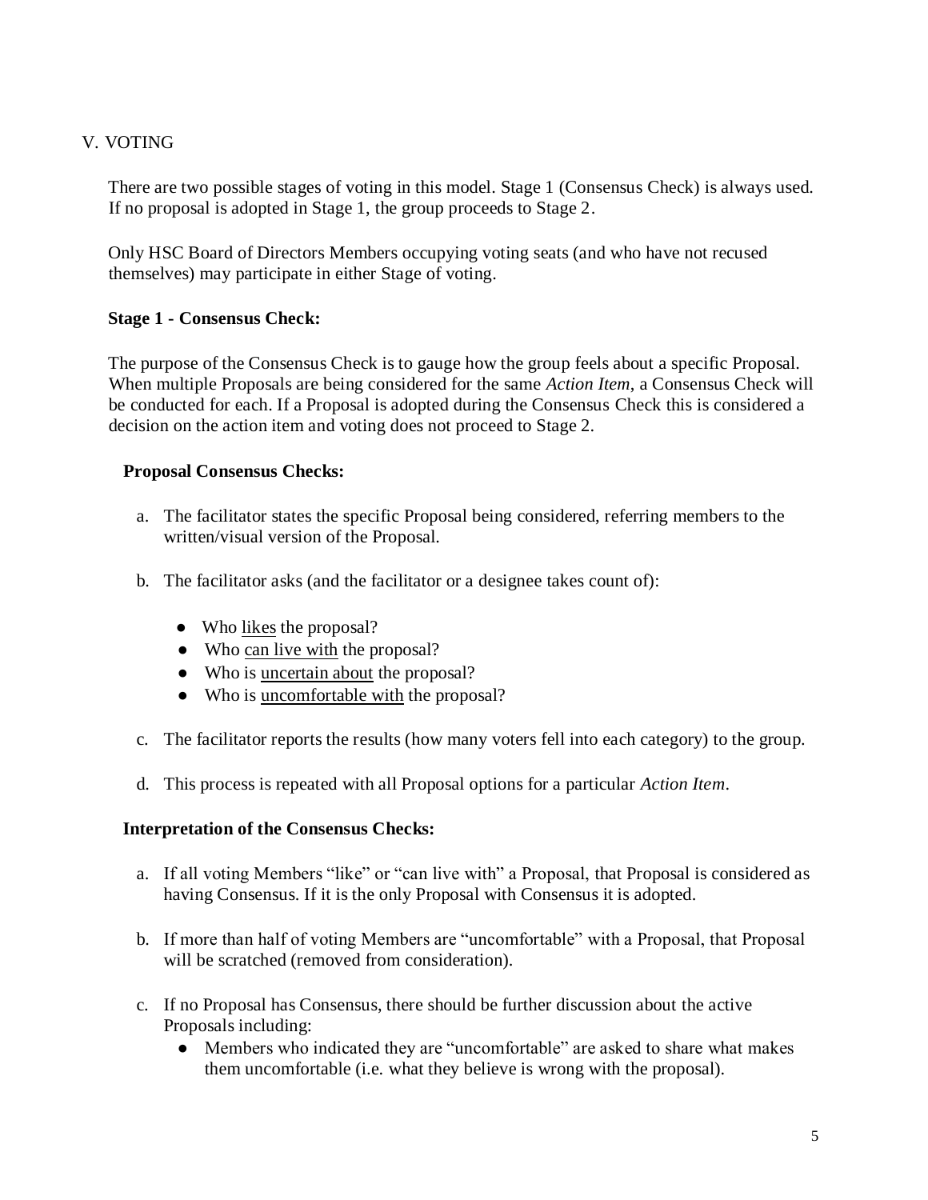## V. VOTING

There are two possible stages of voting in this model. Stage 1 (Consensus Check) is always used. If no proposal is adopted in Stage 1, the group proceeds to Stage 2.

Only HSC Board of Directors Members occupying voting seats (and who have not recused themselves) may participate in either Stage of voting.

### Stage 1 - Consensus Check:

The purpose of the Consensus Check is to gauge how the group feels about a specific Proposal. When multiple Proposals are being considered for the same *Action Item*, a Consensus Check will be conducted for each. If a Proposal is adopted during the Consensus Check this is considered a decision on the action item and voting does not proceed to Stage 2.

#### Proposal Consensus Checks:

a. The facilitator states the specific Proposal being considered, referring members to the written/visual version of the Proposal.

b. The facilitator asks (and the facilitator or a designee takes count of):

- Who <u>likes</u> the proposal?
- Who <u>can live with</u> the proposal?
- Who is <u>uncertain about</u> the proposal?
- Who is <u>uncomfortable with</u> the proposal?

c. The facilitator reports the results (how many voters fell into each category) to the group.

d. This process is repeated with all Proposal options for a particular *Action Item*.

#### Interpretation of the Consensus Checks:

a. If all voting Members "like" or "can live with" a Proposal, that Proposal is considered as having Consensus. If it is the only Proposal with Consensus it is adopted.

b. If more than half of voting Members are "uncomfortable" with a Proposal, that Proposal will be scratched (removed from consideration).

c. If no Proposal has Consensus, there should be further discussion about the active Proposals including:
   - Members who indicated they are "uncomfortable" are asked to share what makes them uncomfortable (i.e. what they believe is wrong with the proposal).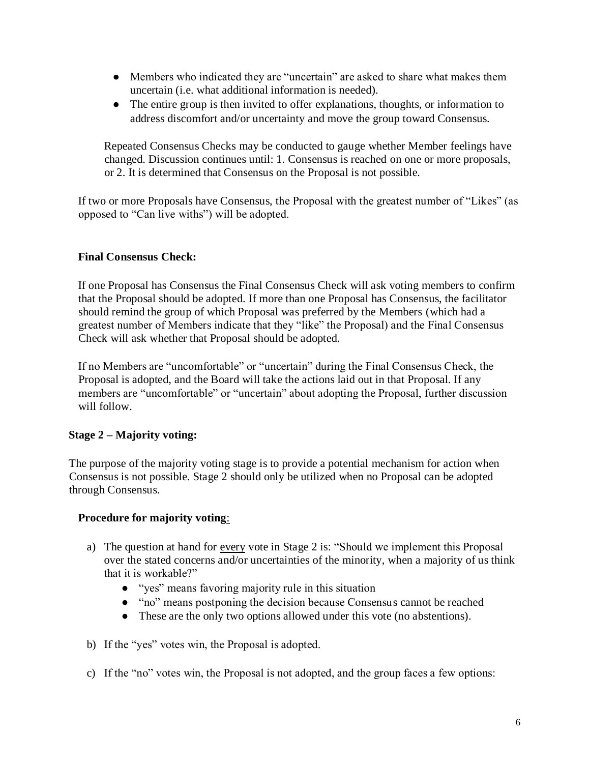- Members who indicated they are "uncertain" are asked to share what makes them uncertain (i.e. what additional information is needed).
- The entire group is then invited to offer explanations, thoughts, or information to address discomfort and/or uncertainty and move the group toward Consensus.

Repeated Consensus Checks may be conducted to gauge whether Member feelings have changed. Discussion continues until: 1. Consensus is reached on one or more proposals, or 2. It is determined that Consensus on the Proposal is not possible.

If two or more Proposals have Consensus, the Proposal with the greatest number of "Likes" (as opposed to "Can live withs") will be adopted.

**Final Consensus Check:**

If one Proposal has Consensus the Final Consensus Check will ask voting members to confirm that the Proposal should be adopted. If more than one Proposal has Consensus, the facilitator should remind the group of which Proposal was preferred by the Members (which had a greatest number of Members indicate that they "like" the Proposal) and the Final Consensus Check will ask whether that Proposal should be adopted.

If no Members are "uncomfortable" or "uncertain" during the Final Consensus Check, the Proposal is adopted, and the Board will take the actions laid out in that Proposal. If any members are "uncomfortable" or "uncertain" about adopting the Proposal, further discussion will follow.

**Stage 2 – Majority voting:**

The purpose of the majority voting stage is to provide a potential mechanism for action when Consensus is not possible. Stage 2 should only be utilized when no Proposal can be adopted through Consensus.

**Procedure for majority voting**:

a) The question at hand for <u>every</u> vote in Stage 2 is: "Should we implement this Proposal over the stated concerns and/or uncertainties of the minority, when a majority of us think that it is workable?"
   - "yes" means favoring majority rule in this situation
   - "no" means postponing the decision because Consensus cannot be reached
   - These are the only two options allowed under this vote (no abstentions).

b) If the "yes" votes win, the Proposal is adopted.

c) If the "no" votes win, the Proposal is not adopted, and the group faces a few options: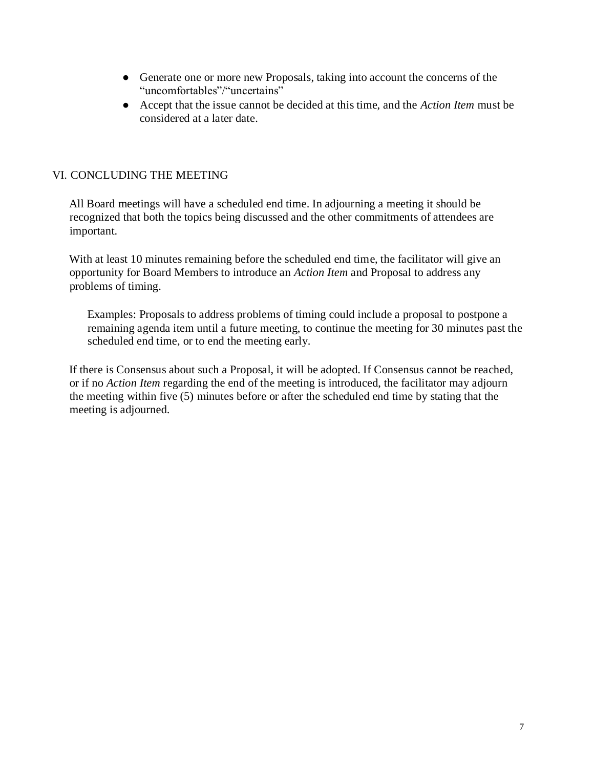- Generate one or more new Proposals, taking into account the concerns of the "uncomfortables"/"uncertains"
- Accept that the issue cannot be decided at this time, and the *Action Item* must be considered at a later date.

## VI. CONCLUDING THE MEETING

All Board meetings will have a scheduled end time. In adjourning a meeting it should be recognized that both the topics being discussed and the other commitments of attendees are important.

With at least 10 minutes remaining before the scheduled end time, the facilitator will give an opportunity for Board Members to introduce an *Action Item* and Proposal to address any problems of timing.

> Examples: Proposals to address problems of timing could include a proposal to postpone a remaining agenda item until a future meeting, to continue the meeting for 30 minutes past the scheduled end time, or to end the meeting early.

If there is Consensus about such a Proposal, it will be adopted. If Consensus cannot be reached, or if no *Action Item* regarding the end of the meeting is introduced, the facilitator may adjourn the meeting within five (5) minutes before or after the scheduled end time by stating that the meeting is adjourned.